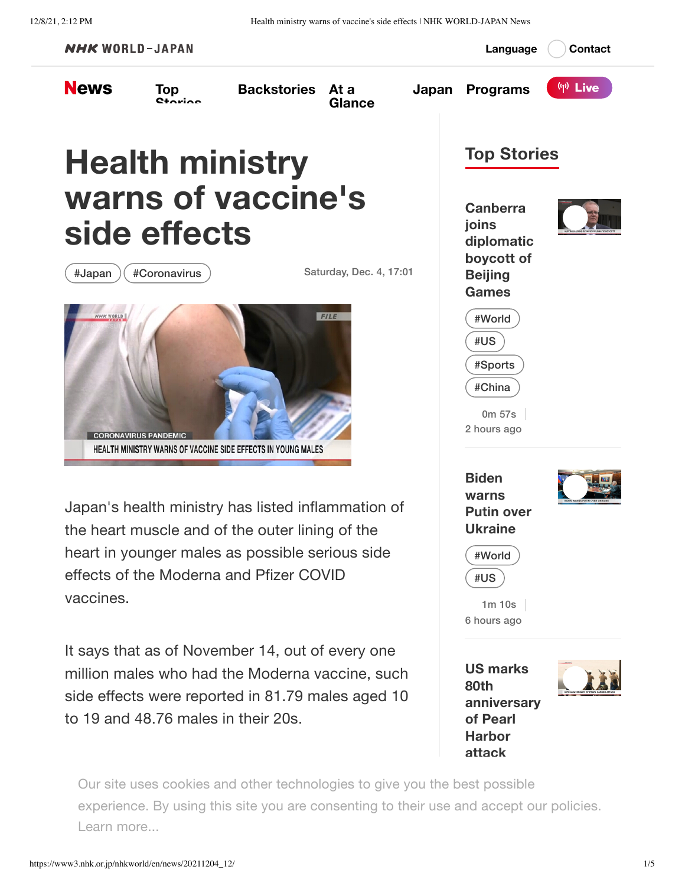# Health ministry warns of vaccine's side effects

#Japan #Coronavirus

Saturday, Dec. 4, 17:01

Japan's health ministry has listed inflammation of the heart muscle and of the outer lining of the heart in younger males as possible serious side effects of the Moderna and Pfizer COVID vaccines.

It says that as of November 14, out of every one million males who had the Moderna vaccine, such side effects were reported in 81.79 males aged 10 to 19 and 48.76 males in their 20s.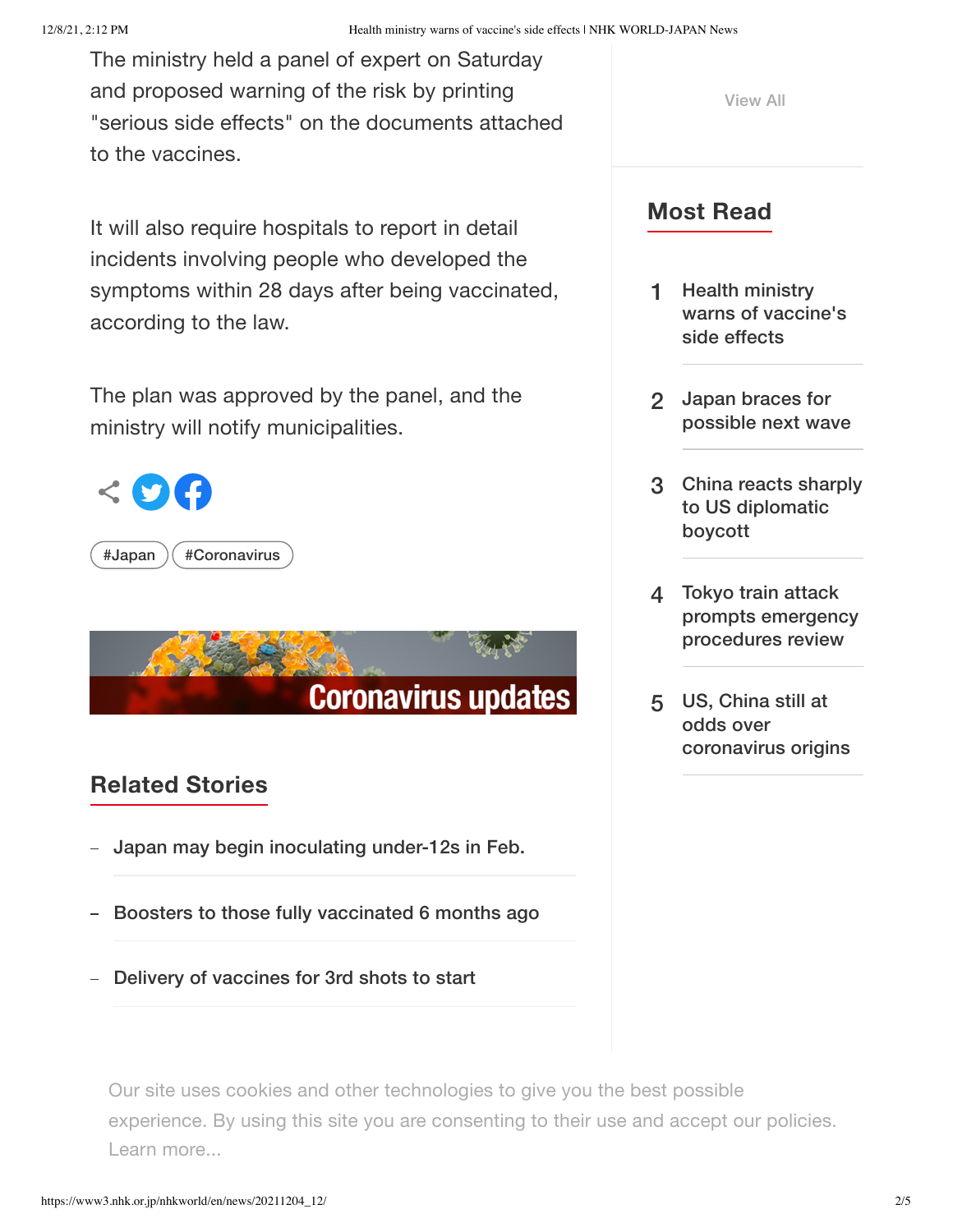The ministry held a panel of expert on Saturday and proposed warning of the risk by printing "serious side effects" on the documents attached to the vaccines.

It will also require hospitals to report in detail incidents involving people who developed the symptoms within 28 days after being vaccinated, according to the law.

The plan was approved by the panel, and the ministry will notify municipalities.

#Japan #Coronavirus

Coronavirus updates

## Related Stories

- Japan may begin inoculating under-12s in Feb.
- Boosters to those fully vaccinated 6 months ago
- Delivery of vaccines for 3rd shots to start

View All

## Most Read

1. Health ministry warns of vaccine's side effects
2. Japan braces for possible next wave
3. China reacts sharply to US diplomatic boycott
4. Tokyo train attack prompts emergency procedures review
5. US, China still at odds over coronavirus origins

Our site uses cookies and other technologies to give you the best possible experience. By using this site you are consenting to their use and accept our policies. Learn more...